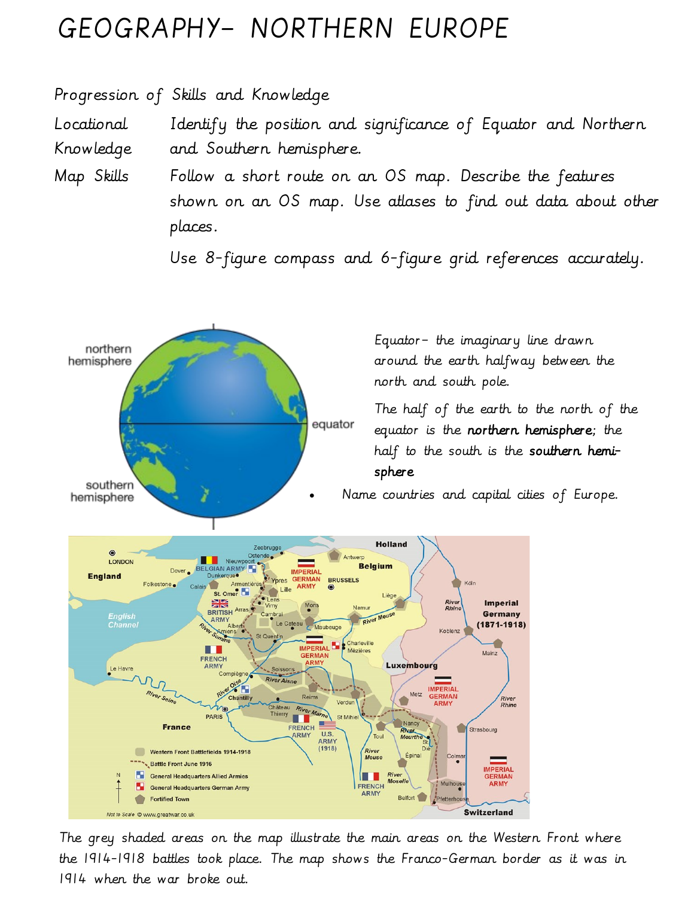# GEOGRAPHY– NORTHERN EUROPE

Progression of Skills and Knowledge

| | |
|---|---|
| Locational Knowledge | Identify the position and significance of Equator and Northern and Southern hemisphere. |
| Map Skills | Follow a short route on an OS map. Describe the features shown on an OS map. Use atlases to find out data about other places. |
| | Use 8-figure compass and 6-figure grid references accurately. |

Equator– the imaginary line drawn around the earth halfway between the north and south pole.

The half of the earth to the north of the equator is the **northern hemisphere**; the half to the south is the **southern hemisphere**

- Name countries and capital cities of Europe.

The grey shaded areas on the map illustrate the main areas on the Western Front where the 1914-1918 battles took place. The map shows the Franco-German border as it was in 1914 when the war broke out.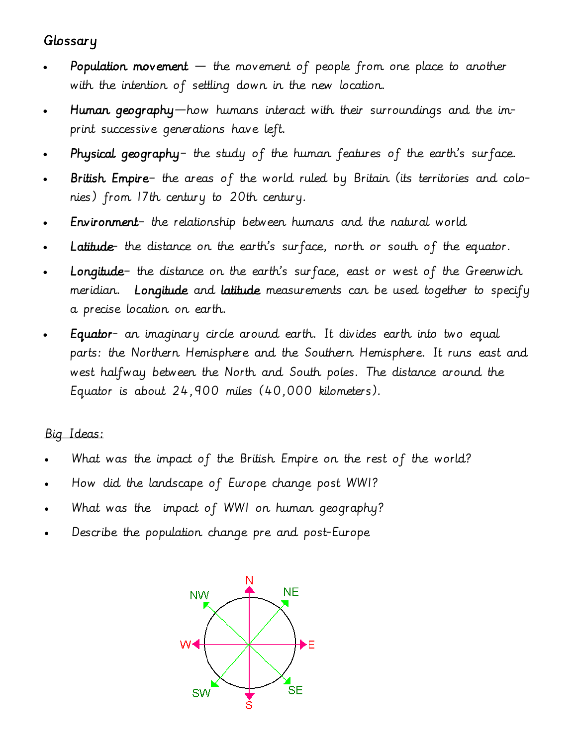## Glossary

- **Population movement** — the movement of people from one place to another with the intention of settling down in the new location.
- **Human geography**—how humans interact with their surroundings and the imprint successive generations have left.
- **Physical geography**– the study of the human features of the earth's surface.
- **British Empire**– the areas of the world ruled by Britain (its territories and colonies) from 17th century to 20th century.
- **Environment**– the relationship between humans and the natural world
- **Latitude**– the distance on the earth's surface, north or south of the equator.
- **Longitude**– the distance on the earth's surface, east or west of the Greenwich meridian. **Longitude** and **latitude** measurements can be used together to specify a precise location on earth.
- **Equator**– an imaginary circle around earth. It divides earth into two equal parts: the Northern Hemisphere and the Southern Hemisphere. It runs east and west halfway between the North and South poles. The distance around the Equator is about 24,900 miles (40,000 kilometers).

<u>Big Ideas:</u>

- What was the impact of the British Empire on the rest of the world?
- How did the landscape of Europe change post WW1?
- What was the impact of WW1 on human geography?
- Describe the population change pre and post-Europe

N
NE
E
SE
S
SW
W
NW